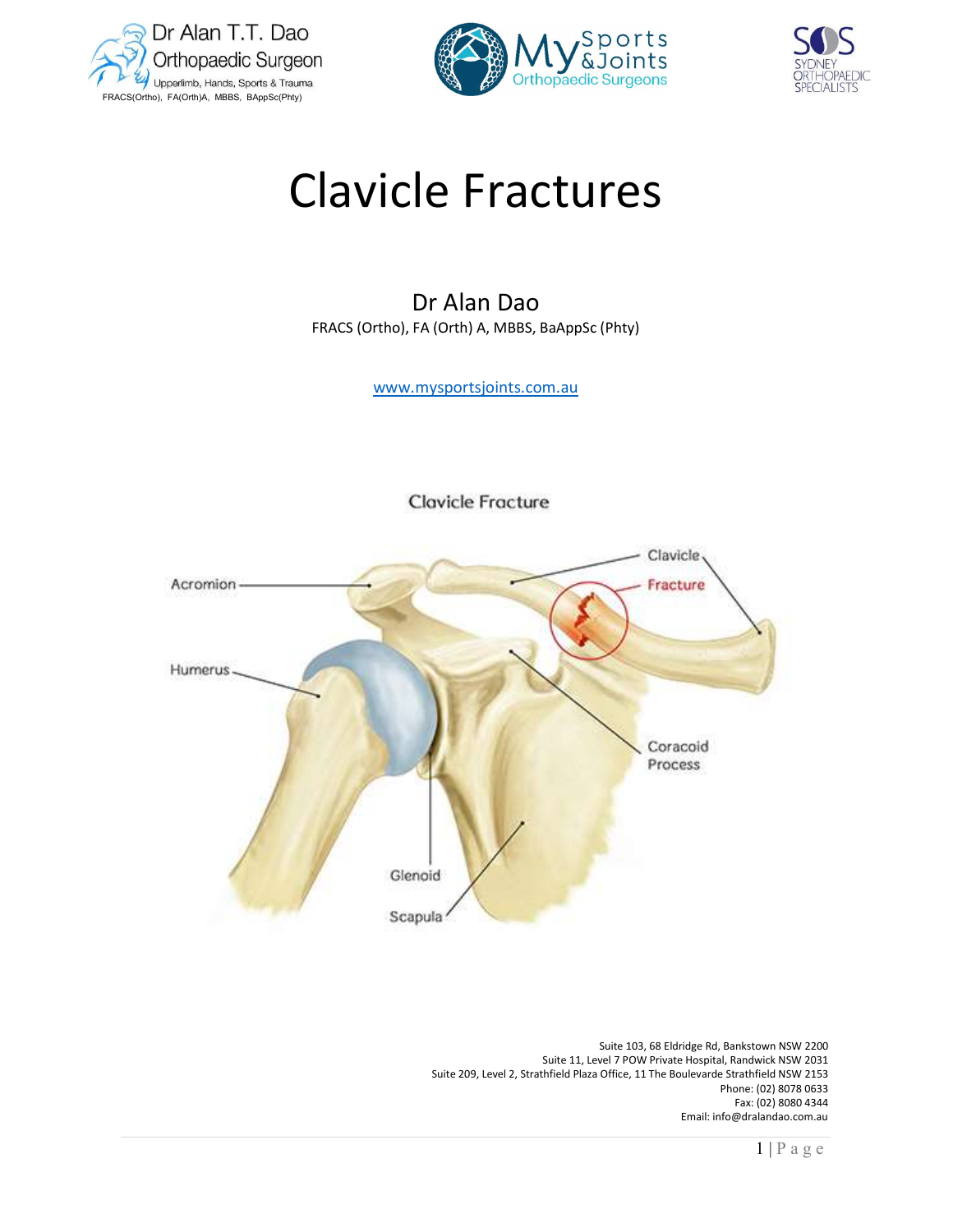# Clavicle Fractures

Dr Alan Dao

FRACS (Ortho), FA (Orth) A, MBBS, BaAppSc (Phty)

www.mysportsjoints.com.au

Suite 103, 68 Eldridge Rd, Bankstown NSW 2200
Suite 11, Level 7 POW Private Hospital, Randwick NSW 2031
Suite 209, Level 2, Strathfield Plaza Office, 11 The Boulevarde Strathfield NSW 2153
Phone: (02) 8078 0633
Fax: (02) 8080 4344
Email: info@dralandao.com.au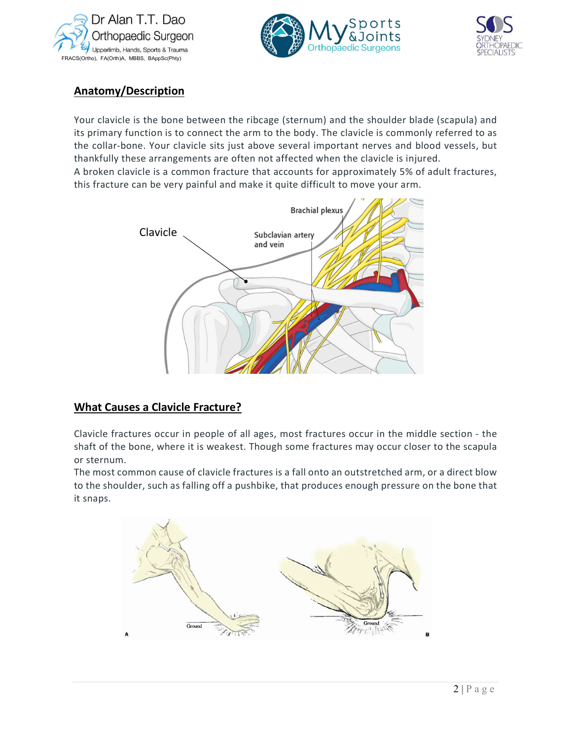## Anatomy/Description

Your clavicle is the bone between the ribcage (sternum) and the shoulder blade (scapula) and its primary function is to connect the arm to the body. The clavicle is commonly referred to as the collar-bone. Your clavicle sits just above several important nerves and blood vessels, but thankfully these arrangements are often not affected when the clavicle is injured.
A broken clavicle is a common fracture that accounts for approximately 5% of adult fractures, this fracture can be very painful and make it quite difficult to move your arm.

## What Causes a Clavicle Fracture?

Clavicle fractures occur in people of all ages, most fractures occur in the middle section - the shaft of the bone, where it is weakest. Though some fractures may occur closer to the scapula or sternum.
The most common cause of clavicle fractures is a fall onto an outstretched arm, or a direct blow to the shoulder, such as falling off a pushbike, that produces enough pressure on the bone that it snaps.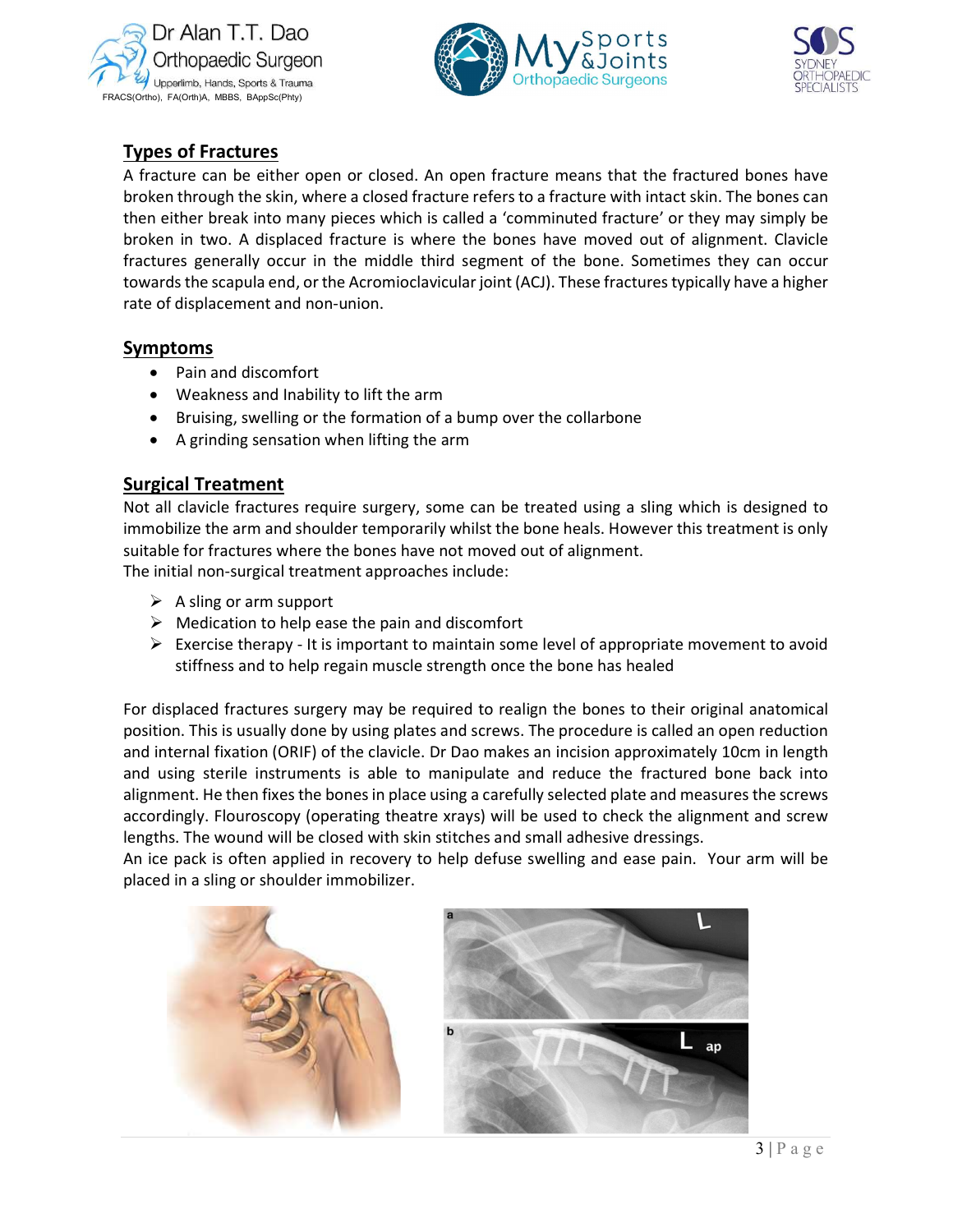## Types of Fractures

A fracture can be either open or closed. An open fracture means that the fractured bones have broken through the skin, where a closed fracture refers to a fracture with intact skin. The bones can then either break into many pieces which is called a 'comminuted fracture' or they may simply be broken in two. A displaced fracture is where the bones have moved out of alignment. Clavicle fractures generally occur in the middle third segment of the bone. Sometimes they can occur towards the scapula end, or the Acromioclavicular joint (ACJ). These fractures typically have a higher rate of displacement and non-union.

## Symptoms

- Pain and discomfort
- Weakness and Inability to lift the arm
- Bruising, swelling or the formation of a bump over the collarbone
- A grinding sensation when lifting the arm

## Surgical Treatment

Not all clavicle fractures require surgery, some can be treated using a sling which is designed to immobilize the arm and shoulder temporarily whilst the bone heals. However this treatment is only suitable for fractures where the bones have not moved out of alignment.
The initial non-surgical treatment approaches include:

- A sling or arm support
- Medication to help ease the pain and discomfort
- Exercise therapy - It is important to maintain some level of appropriate movement to avoid stiffness and to help regain muscle strength once the bone has healed

For displaced fractures surgery may be required to realign the bones to their original anatomical position. This is usually done by using plates and screws. The procedure is called an open reduction and internal fixation (ORIF) of the clavicle. Dr Dao makes an incision approximately 10cm in length and using sterile instruments is able to manipulate and reduce the fractured bone back into alignment. He then fixes the bones in place using a carefully selected plate and measures the screws accordingly. Flouroscopy (operating theatre xrays) will be used to check the alignment and screw lengths. The wound will be closed with skin stitches and small adhesive dressings.
An ice pack is often applied in recovery to help defuse swelling and ease pain. Your arm will be placed in a sling or shoulder immobilizer.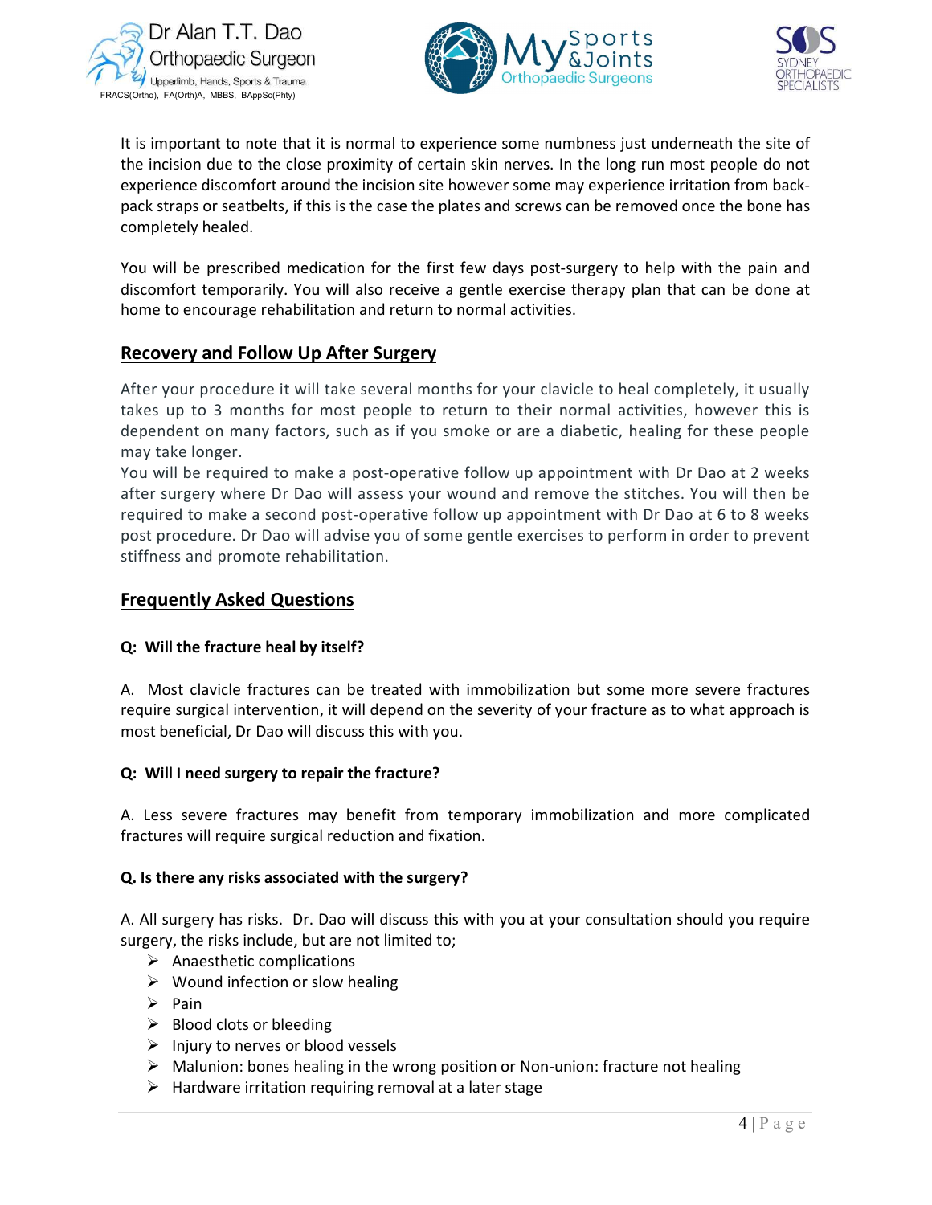It is important to note that it is normal to experience some numbness just underneath the site of the incision due to the close proximity of certain skin nerves. In the long run most people do not experience discomfort around the incision site however some may experience irritation from back-pack straps or seatbelts, if this is the case the plates and screws can be removed once the bone has completely healed.

You will be prescribed medication for the first few days post-surgery to help with the pain and discomfort temporarily. You will also receive a gentle exercise therapy plan that can be done at home to encourage rehabilitation and return to normal activities.

## Recovery and Follow Up After Surgery

After your procedure it will take several months for your clavicle to heal completely, it usually takes up to 3 months for most people to return to their normal activities, however this is dependent on many factors, such as if you smoke or are a diabetic, healing for these people may take longer.
You will be required to make a post-operative follow up appointment with Dr Dao at 2 weeks after surgery where Dr Dao will assess your wound and remove the stitches. You will then be required to make a second post-operative follow up appointment with Dr Dao at 6 to 8 weeks post procedure. Dr Dao will advise you of some gentle exercises to perform in order to prevent stiffness and promote rehabilitation.

## Frequently Asked Questions

**Q: Will the fracture heal by itself?**

A. Most clavicle fractures can be treated with immobilization but some more severe fractures require surgical intervention, it will depend on the severity of your fracture as to what approach is most beneficial, Dr Dao will discuss this with you.

**Q: Will I need surgery to repair the fracture?**

A. Less severe fractures may benefit from temporary immobilization and more complicated fractures will require surgical reduction and fixation.

**Q. Is there any risks associated with the surgery?**

A. All surgery has risks. Dr. Dao will discuss this with you at your consultation should you require surgery, the risks include, but are not limited to;

- Anaesthetic complications
- Wound infection or slow healing
- Pain
- Blood clots or bleeding
- Injury to nerves or blood vessels
- Malunion: bones healing in the wrong position or Non-union: fracture not healing
- Hardware irritation requiring removal at a later stage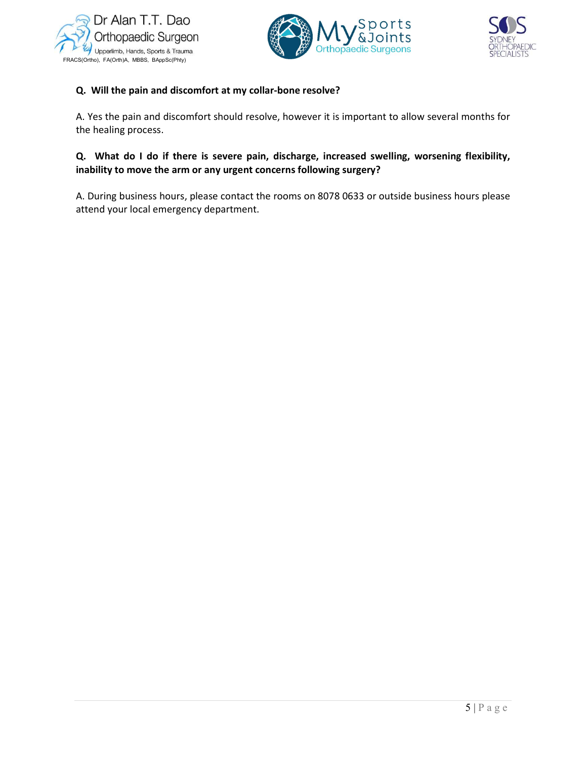**Q. Will the pain and discomfort at my collar-bone resolve?**

A. Yes the pain and discomfort should resolve, however it is important to allow several months for the healing process.

**Q. What do I do if there is severe pain, discharge, increased swelling, worsening flexibility, inability to move the arm or any urgent concerns following surgery?**

A. During business hours, please contact the rooms on 8078 0633 or outside business hours please attend your local emergency department.